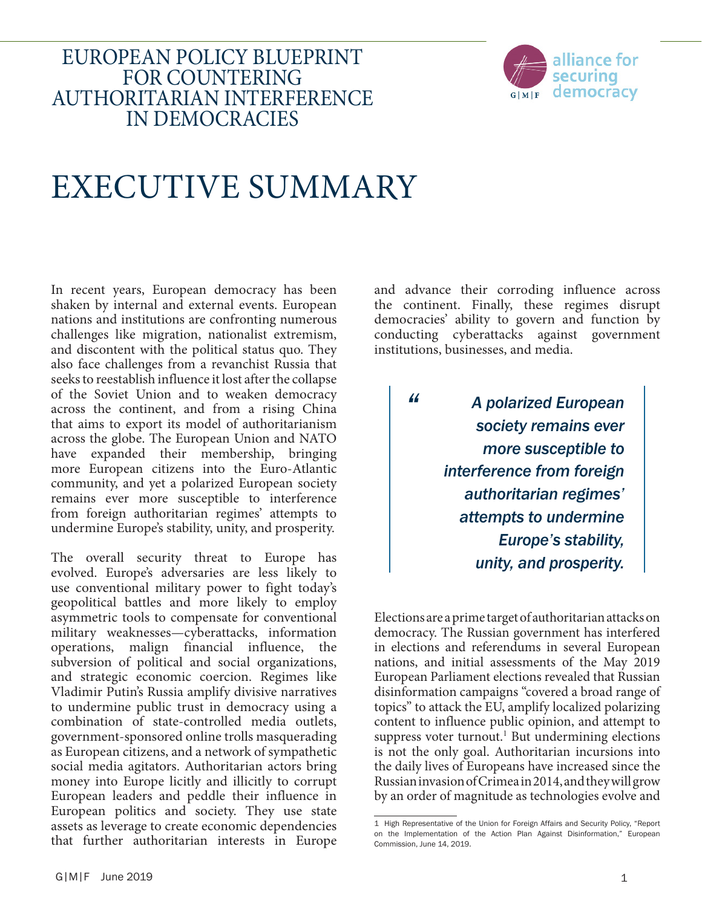# EUROPEAN POLICY BLUEPRINT FOR COUNTERING AUTHORITARIAN INTERFERENCE IN DEMOCRACIES

## EXECUTIVE SUMMARY

In recent years, European democracy has been shaken by internal and external events. European nations and institutions are confronting numerous challenges like migration, nationalist extremism, and discontent with the political status quo. They also face challenges from a revanchist Russia that seeks to reestablish influence it lost after the collapse of the Soviet Union and to weaken democracy across the continent, and from a rising China that aims to export its model of authoritarianism across the globe. The European Union and NATO have expanded their membership, bringing more European citizens into the Euro-Atlantic community, and yet a polarized European society remains ever more susceptible to interference from foreign authoritarian regimes' attempts to undermine Europe's stability, unity, and prosperity.

The overall security threat to Europe has evolved. Europe's adversaries are less likely to use conventional military power to fight today's geopolitical battles and more likely to employ asymmetric tools to compensate for conventional military weaknesses—cyberattacks, information operations, malign financial influence, the subversion of political and social organizations, and strategic economic coercion. Regimes like Vladimir Putin's Russia amplify divisive narratives to undermine public trust in democracy using a combination of state-controlled media outlets, government-sponsored online trolls masquerading as European citizens, and a network of sympathetic social media agitators. Authoritarian actors bring money into Europe licitly and illicitly to corrupt European leaders and peddle their influence in European politics and society. They use state assets as leverage to create economic dependencies that further authoritarian interests in Europe and advance their corroding influence across the continent. Finally, these regimes disrupt democracies' ability to govern and function by conducting cyberattacks against government institutions, businesses, and media.

> *"A polarized European society remains ever more susceptible to interference from foreign authoritarian regimes' attempts to undermine Europe's stability, unity, and prosperity.*

Elections are a prime target of authoritarian attacks on democracy. The Russian government has interfered in elections and referendums in several European nations, and initial assessments of the May 2019 European Parliament elections revealed that Russian disinformation campaigns "covered a broad range of topics" to attack the EU, amplify localized polarizing content to influence public opinion, and attempt to suppress voter turnout.[1] But undermining elections is not the only goal. Authoritarian incursions into the daily lives of Europeans have increased since the Russian invasion of Crimea in 2014, and they will grow by an order of magnitude as technologies evolve and

---

[1] High Representative of the Union for Foreign Affairs and Security Policy, "Report on the Implementation of the Action Plan Against Disinformation," European Commission, June 14, 2019.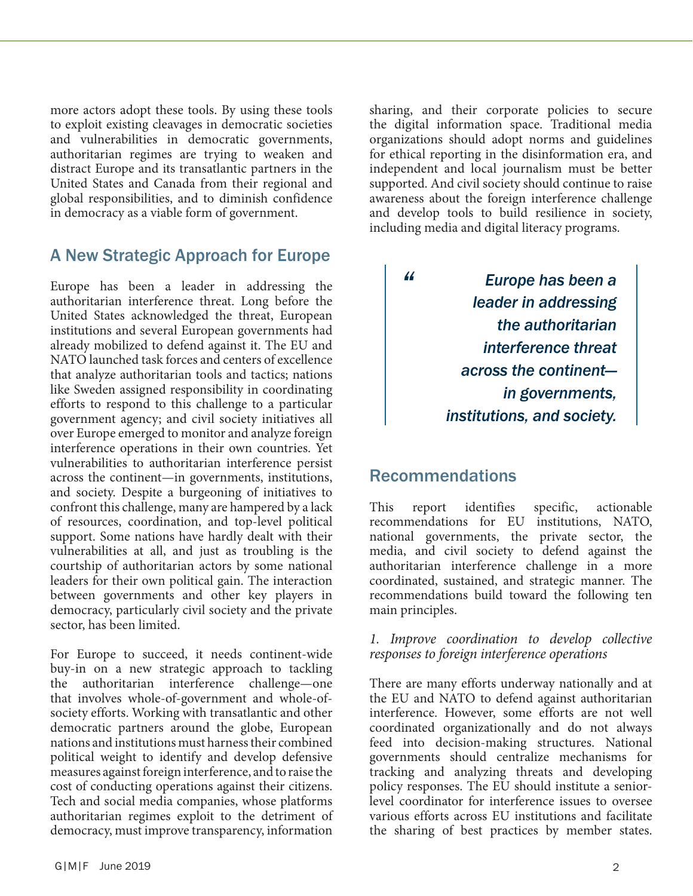more actors adopt these tools. By using these tools to exploit existing cleavages in democratic societies and vulnerabilities in democratic governments, authoritarian regimes are trying to weaken and distract Europe and its transatlantic partners in the United States and Canada from their regional and global responsibilities, and to diminish confidence in democracy as a viable form of government.

## A New Strategic Approach for Europe

Europe has been a leader in addressing the authoritarian interference threat. Long before the United States acknowledged the threat, European institutions and several European governments had already mobilized to defend against it. The EU and NATO launched task forces and centers of excellence that analyze authoritarian tools and tactics; nations like Sweden assigned responsibility in coordinating efforts to respond to this challenge to a particular government agency; and civil society initiatives all over Europe emerged to monitor and analyze foreign interference operations in their own countries. Yet vulnerabilities to authoritarian interference persist across the continent—in governments, institutions, and society. Despite a burgeoning of initiatives to confront this challenge, many are hampered by a lack of resources, coordination, and top-level political support. Some nations have hardly dealt with their vulnerabilities at all, and just as troubling is the courtship of authoritarian actors by some national leaders for their own political gain. The interaction between governments and other key players in democracy, particularly civil society and the private sector, has been limited.

For Europe to succeed, it needs continent-wide buy-in on a new strategic approach to tackling the authoritarian interference challenge—one that involves whole-of-government and whole-of-society efforts. Working with transatlantic and other democratic partners around the globe, European nations and institutions must harness their combined political weight to identify and develop defensive measures against foreign interference, and to raise the cost of conducting operations against their citizens. Tech and social media companies, whose platforms authoritarian regimes exploit to the detriment of democracy, must improve transparency, information sharing, and their corporate policies to secure the digital information space. Traditional media organizations should adopt norms and guidelines for ethical reporting in the disinformation era, and independent and local journalism must be better supported. And civil society should continue to raise awareness about the foreign interference challenge and develop tools to build resilience in society, including media and digital literacy programs.

> *“Europe has been a leader in addressing the authoritarian interference threat across the continent—in governments, institutions, and society.*

## Recommendations

This report identifies specific, actionable recommendations for EU institutions, NATO, national governments, the private sector, the media, and civil society to defend against the authoritarian interference challenge in a more coordinated, sustained, and strategic manner. The recommendations build toward the following ten main principles.

*1. Improve coordination to develop collective responses to foreign interference operations*

There are many efforts underway nationally and at the EU and NATO to defend against authoritarian interference. However, some efforts are not well coordinated organizationally and do not always feed into decision-making structures. National governments should centralize mechanisms for tracking and analyzing threats and developing policy responses. The EU should institute a senior-level coordinator for interference issues to oversee various efforts across EU institutions and facilitate the sharing of best practices by member states.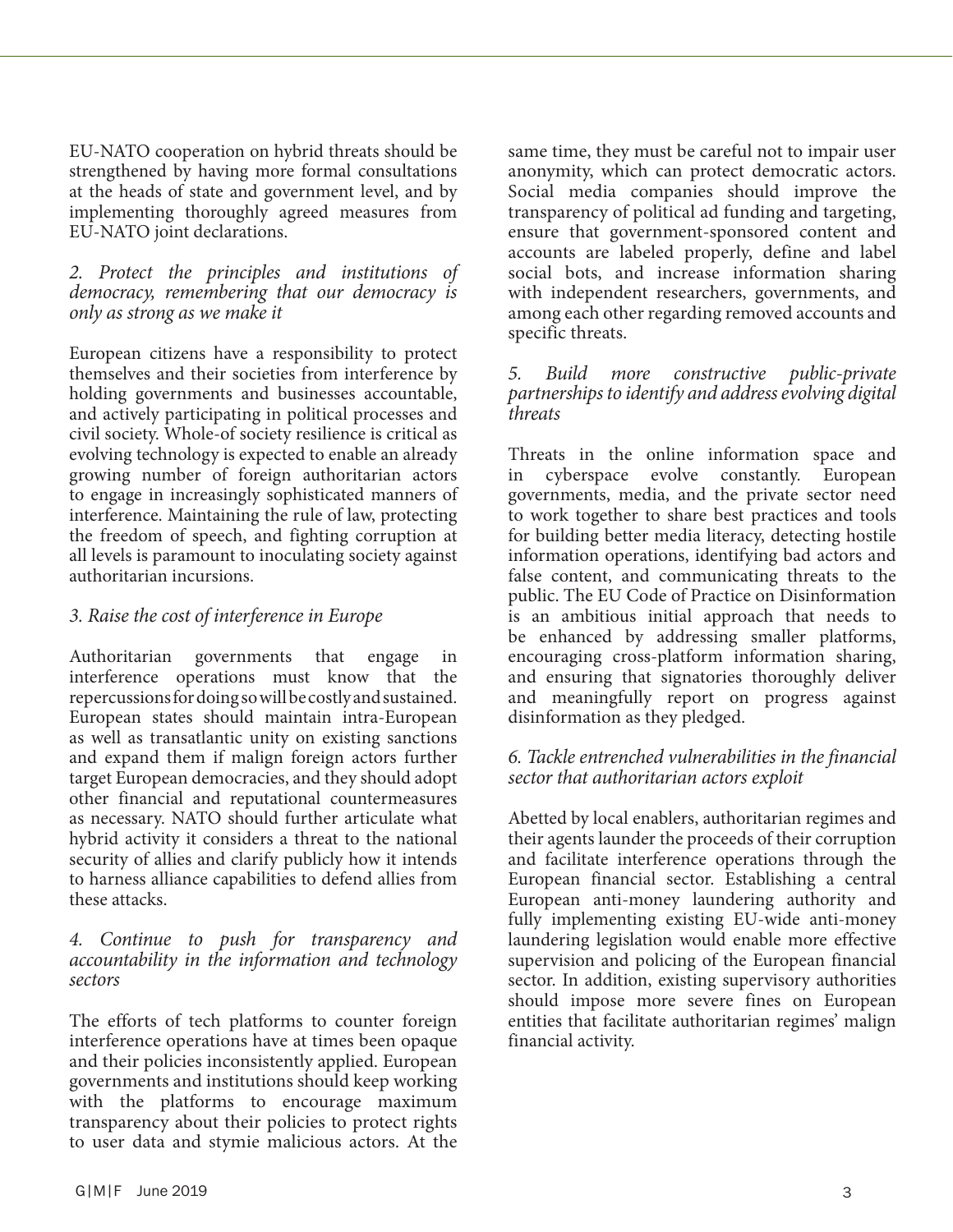EU-NATO cooperation on hybrid threats should be strengthened by having more formal consultations at the heads of state and government level, and by implementing thoroughly agreed measures from EU-NATO joint declarations.

### *2. Protect the principles and institutions of democracy, remembering that our democracy is only as strong as we make it*

European citizens have a responsibility to protect themselves and their societies from interference by holding governments and businesses accountable, and actively participating in political processes and civil society. Whole-of society resilience is critical as evolving technology is expected to enable an already growing number of foreign authoritarian actors to engage in increasingly sophisticated manners of interference. Maintaining the rule of law, protecting the freedom of speech, and fighting corruption at all levels is paramount to inoculating society against authoritarian incursions.

### *3. Raise the cost of interference in Europe*

Authoritarian governments that engage in interference operations must know that the repercussions for doing so will be costly and sustained. European states should maintain intra-European as well as transatlantic unity on existing sanctions and expand them if malign foreign actors further target European democracies, and they should adopt other financial and reputational countermeasures as necessary. NATO should further articulate what hybrid activity it considers a threat to the national security of allies and clarify publicly how it intends to harness alliance capabilities to defend allies from these attacks.

### *4. Continue to push for transparency and accountability in the information and technology sectors*

The efforts of tech platforms to counter foreign interference operations have at times been opaque and their policies inconsistently applied. European governments and institutions should keep working with the platforms to encourage maximum transparency about their policies to protect rights to user data and stymie malicious actors. At the same time, they must be careful not to impair user anonymity, which can protect democratic actors. Social media companies should improve the transparency of political ad funding and targeting, ensure that government-sponsored content and accounts are labeled properly, define and label social bots, and increase information sharing with independent researchers, governments, and among each other regarding removed accounts and specific threats.

### *5. Build more constructive public-private partnerships to identify and address evolving digital threats*

Threats in the online information space and in cyberspace evolve constantly. European governments, media, and the private sector need to work together to share best practices and tools for building better media literacy, detecting hostile information operations, identifying bad actors and false content, and communicating threats to the public. The EU Code of Practice on Disinformation is an ambitious initial approach that needs to be enhanced by addressing smaller platforms, encouraging cross-platform information sharing, and ensuring that signatories thoroughly deliver and meaningfully report on progress against disinformation as they pledged.

### *6. Tackle entrenched vulnerabilities in the financial sector that authoritarian actors exploit*

Abetted by local enablers, authoritarian regimes and their agents launder the proceeds of their corruption and facilitate interference operations through the European financial sector. Establishing a central European anti-money laundering authority and fully implementing existing EU-wide anti-money laundering legislation would enable more effective supervision and policing of the European financial sector. In addition, existing supervisory authorities should impose more severe fines on European entities that facilitate authoritarian regimes' malign financial activity.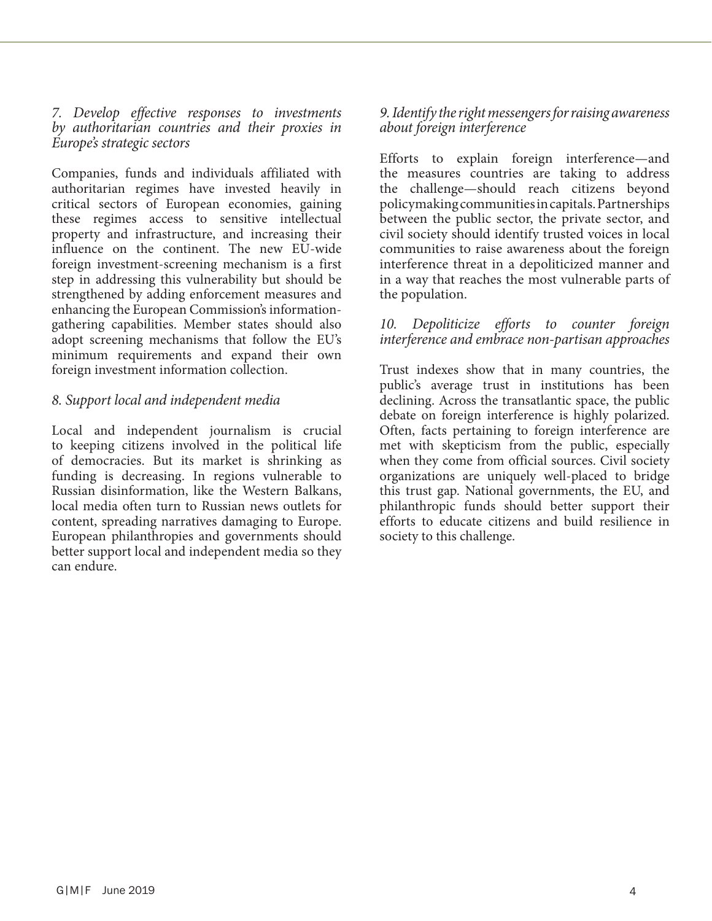*7. Develop effective responses to investments by authoritarian countries and their proxies in Europe's strategic sectors*

Companies, funds and individuals affiliated with authoritarian regimes have invested heavily in critical sectors of European economies, gaining these regimes access to sensitive intellectual property and infrastructure, and increasing their influence on the continent. The new EU-wide foreign investment-screening mechanism is a first step in addressing this vulnerability but should be strengthened by adding enforcement measures and enhancing the European Commission's information-gathering capabilities. Member states should also adopt screening mechanisms that follow the EU's minimum requirements and expand their own foreign investment information collection.

*8. Support local and independent media*

Local and independent journalism is crucial to keeping citizens involved in the political life of democracies. But its market is shrinking as funding is decreasing. In regions vulnerable to Russian disinformation, like the Western Balkans, local media often turn to Russian news outlets for content, spreading narratives damaging to Europe. European philanthropies and governments should better support local and independent media so they can endure.

*9. Identify the right messengers for raising awareness about foreign interference*

Efforts to explain foreign interference—and the measures countries are taking to address the challenge—should reach citizens beyond policymaking communities in capitals. Partnerships between the public sector, the private sector, and civil society should identify trusted voices in local communities to raise awareness about the foreign interference threat in a depoliticized manner and in a way that reaches the most vulnerable parts of the population.

*10. Depoliticize efforts to counter foreign interference and embrace non-partisan approaches*

Trust indexes show that in many countries, the public's average trust in institutions has been declining. Across the transatlantic space, the public debate on foreign interference is highly polarized. Often, facts pertaining to foreign interference are met with skepticism from the public, especially when they come from official sources. Civil society organizations are uniquely well-placed to bridge this trust gap. National governments, the EU, and philanthropic funds should better support their efforts to educate citizens and build resilience in society to this challenge.